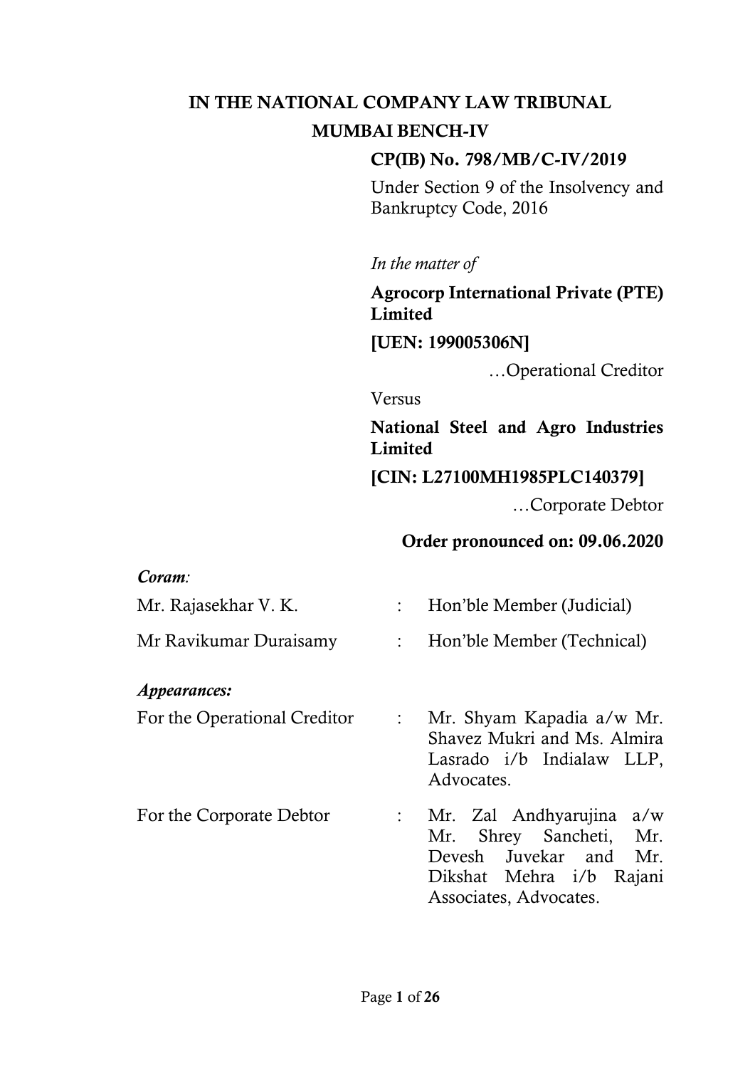**IN THE NATIONAL COMPANY LAW TRIBUNAL**
**MUMBAI BENCH-IV**

**CP(IB) No. 798/MB/C-IV/2019**

Under Section 9 of the Insolvency and Bankruptcy Code, 2016

*In the matter of*

**Agrocorp International Private (PTE) Limited**

**[UEN: 199005306N]**

…Operational Creditor

Versus

**National Steel and Agro Industries Limited**

**[CIN: L27100MH1985PLC140379]**

…Corporate Debtor

**Order pronounced on: 09.06.2020**

***Coram:***

| | | |
|---|---|---|
| Mr. Rajasekhar V. K. | : | Hon'ble Member (Judicial) |
| Mr Ravikumar Duraisamy | : | Hon'ble Member (Technical) |

***Appearances:***

| | | |
|---|---|---|
| For the Operational Creditor | : | Mr. Shyam Kapadia a/w Mr. Shavez Mukri and Ms. Almira Lasrado i/b Indialaw LLP, Advocates. |
| For the Corporate Debtor | : | Mr. Zal Andhyarujina a/w Mr. Shrey Sancheti, Mr. Devesh Juvekar and Mr. Dikshat Mehra i/b Rajani Associates, Advocates. |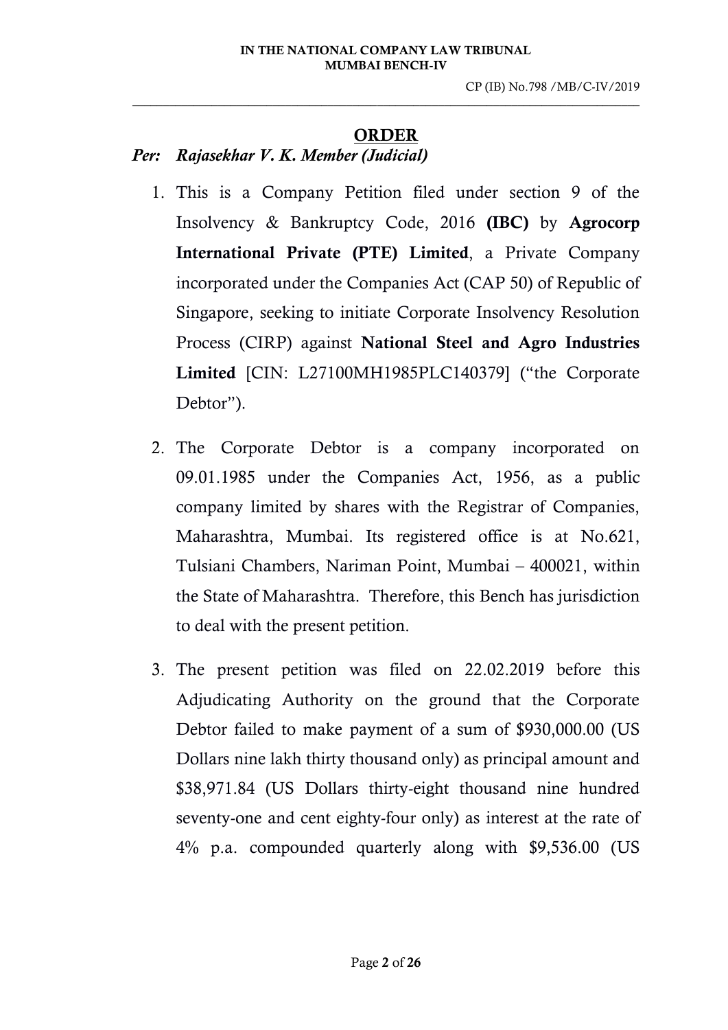## ORDER

***Per: Rajasekhar V. K. Member (Judicial)***

1. This is a Company Petition filed under section 9 of the Insolvency & Bankruptcy Code, 2016 **(IBC)** by **Agrocorp International Private (PTE) Limited**, a Private Company incorporated under the Companies Act (CAP 50) of Republic of Singapore, seeking to initiate Corporate Insolvency Resolution Process (CIRP) against **National Steel and Agro Industries Limited** [CIN: L27100MH1985PLC140379] ("the Corporate Debtor").

2. The Corporate Debtor is a company incorporated on 09.01.1985 under the Companies Act, 1956, as a public company limited by shares with the Registrar of Companies, Maharashtra, Mumbai. Its registered office is at No.621, Tulsiani Chambers, Nariman Point, Mumbai – 400021, within the State of Maharashtra. Therefore, this Bench has jurisdiction to deal with the present petition.

3. The present petition was filed on 22.02.2019 before this Adjudicating Authority on the ground that the Corporate Debtor failed to make payment of a sum of $930,000.00 (US Dollars nine lakh thirty thousand only) as principal amount and $38,971.84 (US Dollars thirty-eight thousand nine hundred seventy-one and cent eighty-four only) as interest at the rate of 4% p.a. compounded quarterly along with $9,536.00 (US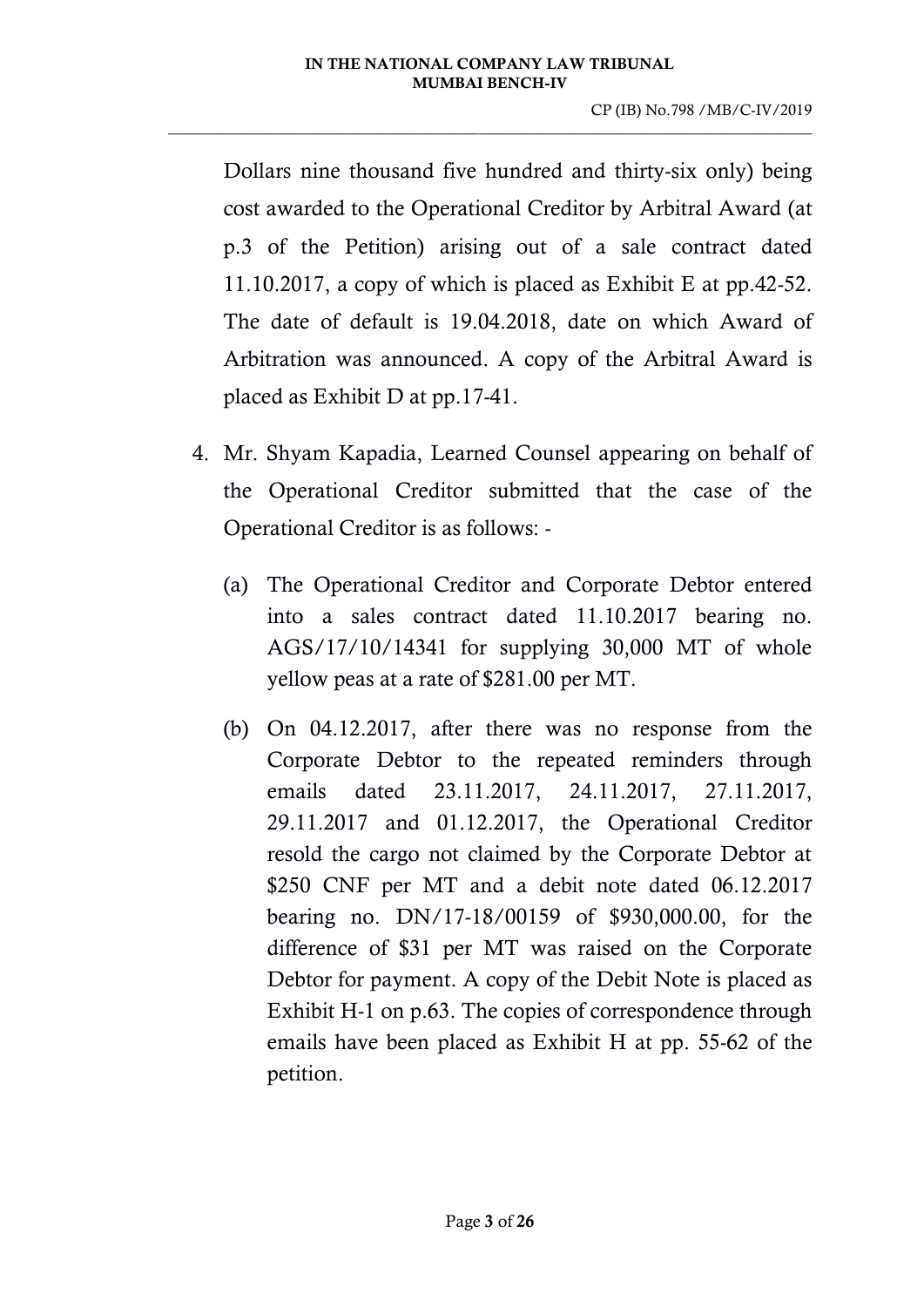Dollars nine thousand five hundred and thirty-six only) being cost awarded to the Operational Creditor by Arbitral Award (at p.3 of the Petition) arising out of a sale contract dated 11.10.2017, a copy of which is placed as Exhibit E at pp.42-52. The date of default is 19.04.2018, date on which Award of Arbitration was announced. A copy of the Arbitral Award is placed as Exhibit D at pp.17-41.

4. Mr. Shyam Kapadia, Learned Counsel appearing on behalf of the Operational Creditor submitted that the case of the Operational Creditor is as follows: -

   (a) The Operational Creditor and Corporate Debtor entered into a sales contract dated 11.10.2017 bearing no. AGS/17/10/14341 for supplying 30,000 MT of whole yellow peas at a rate of $281.00 per MT.

   (b) On 04.12.2017, after there was no response from the Corporate Debtor to the repeated reminders through emails dated 23.11.2017, 24.11.2017, 27.11.2017, 29.11.2017 and 01.12.2017, the Operational Creditor resold the cargo not claimed by the Corporate Debtor at $250 CNF per MT and a debit note dated 06.12.2017 bearing no. DN/17-18/00159 of $930,000.00, for the difference of $31 per MT was raised on the Corporate Debtor for payment. A copy of the Debit Note is placed as Exhibit H-1 on p.63. The copies of correspondence through emails have been placed as Exhibit H at pp. 55-62 of the petition.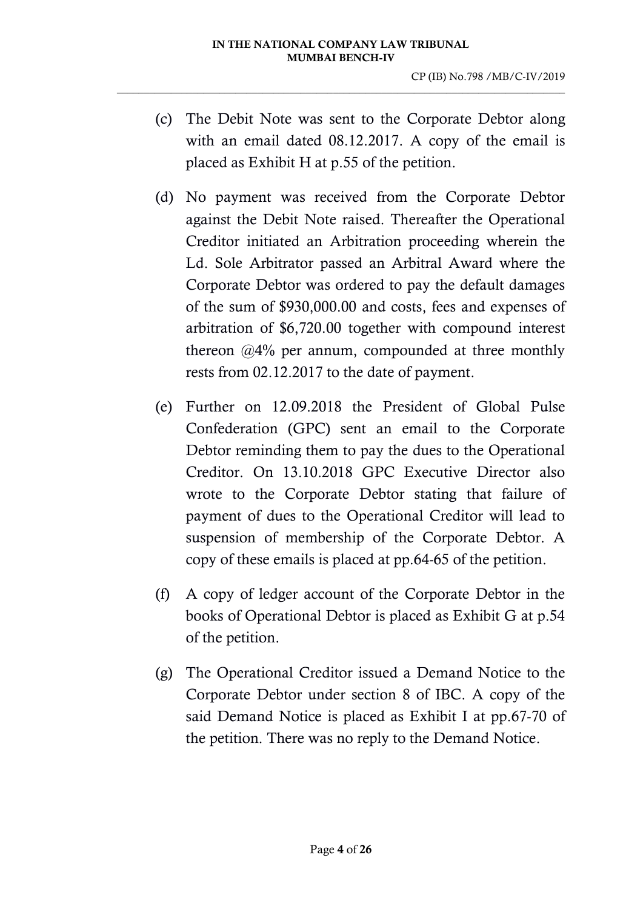(c) The Debit Note was sent to the Corporate Debtor along with an email dated 08.12.2017. A copy of the email is placed as Exhibit H at p.55 of the petition.

(d) No payment was received from the Corporate Debtor against the Debit Note raised. Thereafter the Operational Creditor initiated an Arbitration proceeding wherein the Ld. Sole Arbitrator passed an Arbitral Award where the Corporate Debtor was ordered to pay the default damages of the sum of $930,000.00 and costs, fees and expenses of arbitration of $6,720.00 together with compound interest thereon @4% per annum, compounded at three monthly rests from 02.12.2017 to the date of payment.

(e) Further on 12.09.2018 the President of Global Pulse Confederation (GPC) sent an email to the Corporate Debtor reminding them to pay the dues to the Operational Creditor. On 13.10.2018 GPC Executive Director also wrote to the Corporate Debtor stating that failure of payment of dues to the Operational Creditor will lead to suspension of membership of the Corporate Debtor. A copy of these emails is placed at pp.64-65 of the petition.

(f) A copy of ledger account of the Corporate Debtor in the books of Operational Debtor is placed as Exhibit G at p.54 of the petition.

(g) The Operational Creditor issued a Demand Notice to the Corporate Debtor under section 8 of IBC. A copy of the said Demand Notice is placed as Exhibit I at pp.67-70 of the petition. There was no reply to the Demand Notice.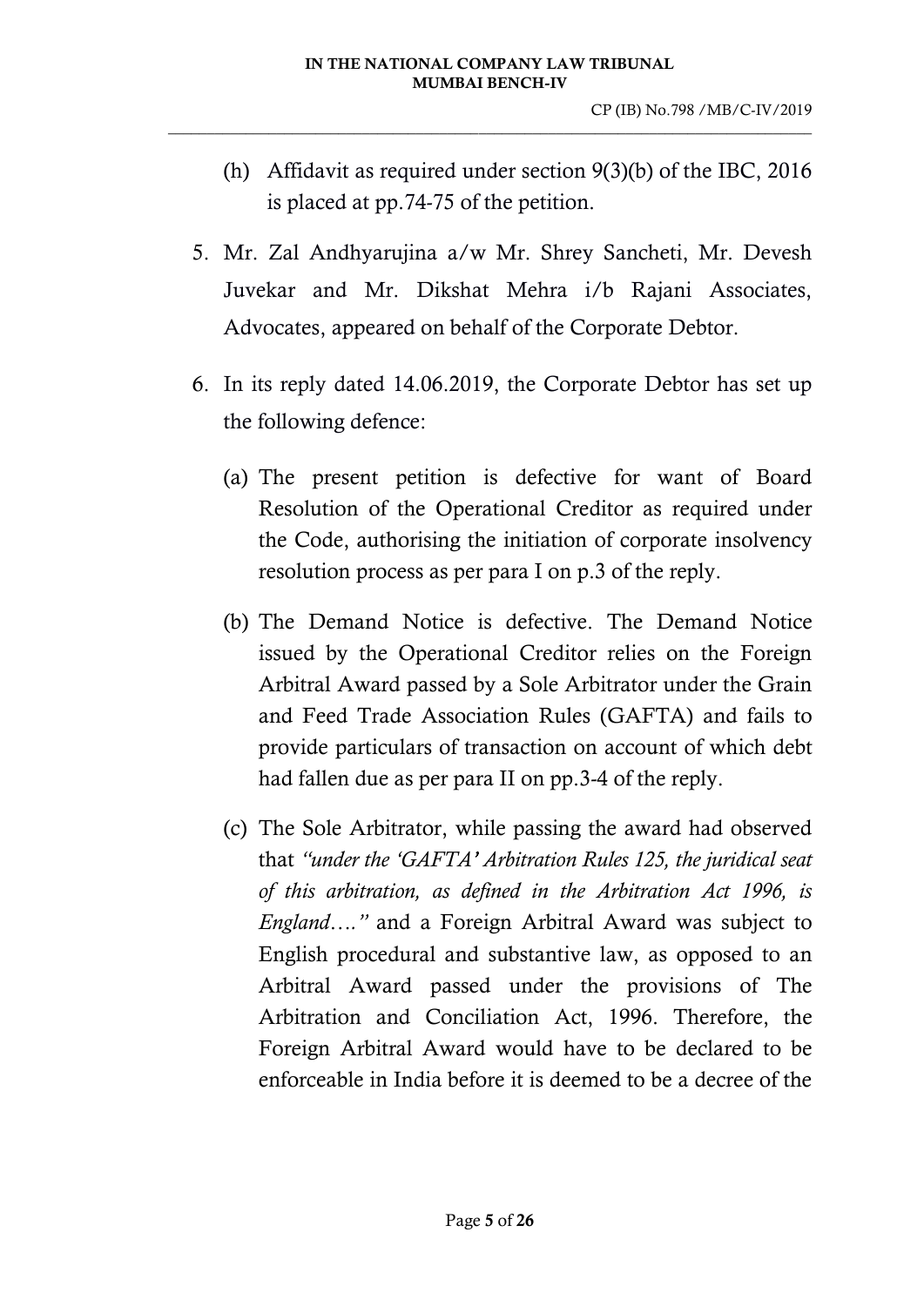(h) Affidavit as required under section 9(3)(b) of the IBC, 2016 is placed at pp.74-75 of the petition.

5. Mr. Zal Andhyarujina a/w Mr. Shrey Sancheti, Mr. Devesh Juvekar and Mr. Dikshat Mehra i/b Rajani Associates, Advocates, appeared on behalf of the Corporate Debtor.

6. In its reply dated 14.06.2019, the Corporate Debtor has set up the following defence:

   (a) The present petition is defective for want of Board Resolution of the Operational Creditor as required under the Code, authorising the initiation of corporate insolvency resolution process as per para I on p.3 of the reply.

   (b) The Demand Notice is defective. The Demand Notice issued by the Operational Creditor relies on the Foreign Arbitral Award passed by a Sole Arbitrator under the Grain and Feed Trade Association Rules (GAFTA) and fails to provide particulars of transaction on account of which debt had fallen due as per para II on pp.3-4 of the reply.

   (c) The Sole Arbitrator, while passing the award had observed that *"under the 'GAFTA' Arbitration Rules 125, the juridical seat of this arbitration, as defined in the Arbitration Act 1996, is England…."* and a Foreign Arbitral Award was subject to English procedural and substantive law, as opposed to an Arbitral Award passed under the provisions of The Arbitration and Conciliation Act, 1996. Therefore, the Foreign Arbitral Award would have to be declared to be enforceable in India before it is deemed to be a decree of the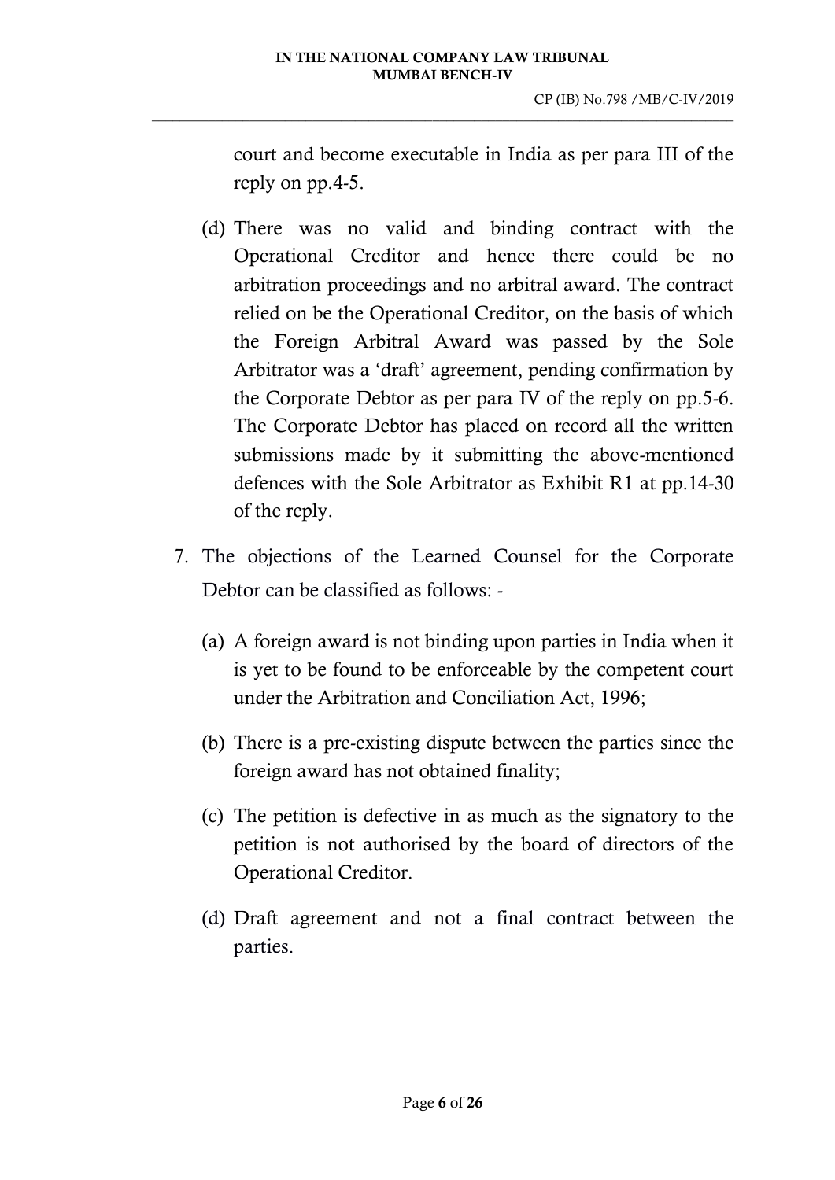court and become executable in India as per para III of the reply on pp.4-5.

(d) There was no valid and binding contract with the Operational Creditor and hence there could be no arbitration proceedings and no arbitral award. The contract relied on be the Operational Creditor, on the basis of which the Foreign Arbitral Award was passed by the Sole Arbitrator was a 'draft' agreement, pending confirmation by the Corporate Debtor as per para IV of the reply on pp.5-6. The Corporate Debtor has placed on record all the written submissions made by it submitting the above-mentioned defences with the Sole Arbitrator as Exhibit R1 at pp.14-30 of the reply.

7. The objections of the Learned Counsel for the Corporate Debtor can be classified as follows: -

   (a) A foreign award is not binding upon parties in India when it is yet to be found to be enforceable by the competent court under the Arbitration and Conciliation Act, 1996;

   (b) There is a pre-existing dispute between the parties since the foreign award has not obtained finality;

   (c) The petition is defective in as much as the signatory to the petition is not authorised by the board of directors of the Operational Creditor.

   (d) Draft agreement and not a final contract between the parties.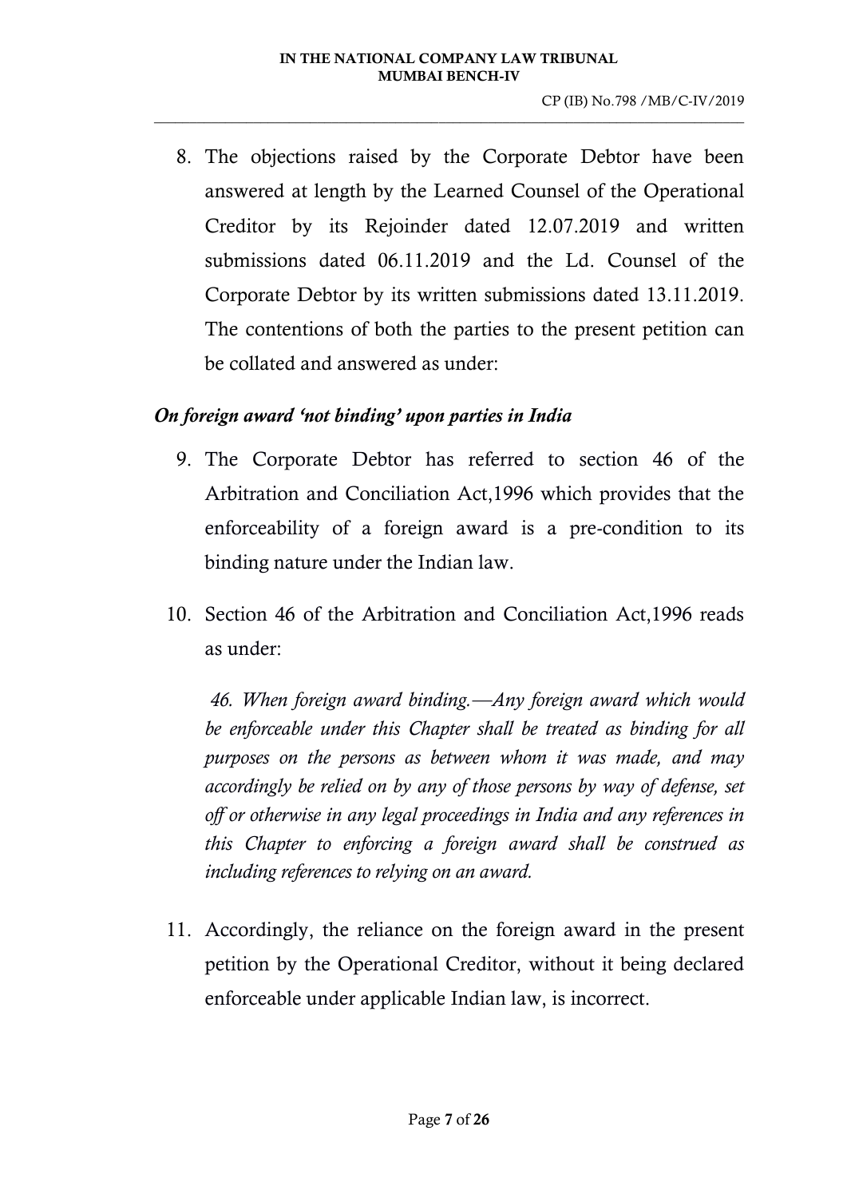8. The objections raised by the Corporate Debtor have been answered at length by the Learned Counsel of the Operational Creditor by its Rejoinder dated 12.07.2019 and written submissions dated 06.11.2019 and the Ld. Counsel of the Corporate Debtor by its written submissions dated 13.11.2019. The contentions of both the parties to the present petition can be collated and answered as under:

***On foreign award 'not binding' upon parties in India***

9. The Corporate Debtor has referred to section 46 of the Arbitration and Conciliation Act,1996 which provides that the enforceability of a foreign award is a pre-condition to its binding nature under the Indian law.

10. Section 46 of the Arbitration and Conciliation Act,1996 reads as under:

    *46. When foreign award binding.—Any foreign award which would be enforceable under this Chapter shall be treated as binding for all purposes on the persons as between whom it was made, and may accordingly be relied on by any of those persons by way of defense, set off or otherwise in any legal proceedings in India and any references in this Chapter to enforcing a foreign award shall be construed as including references to relying on an award.*

11. Accordingly, the reliance on the foreign award in the present petition by the Operational Creditor, without it being declared enforceable under applicable Indian law, is incorrect.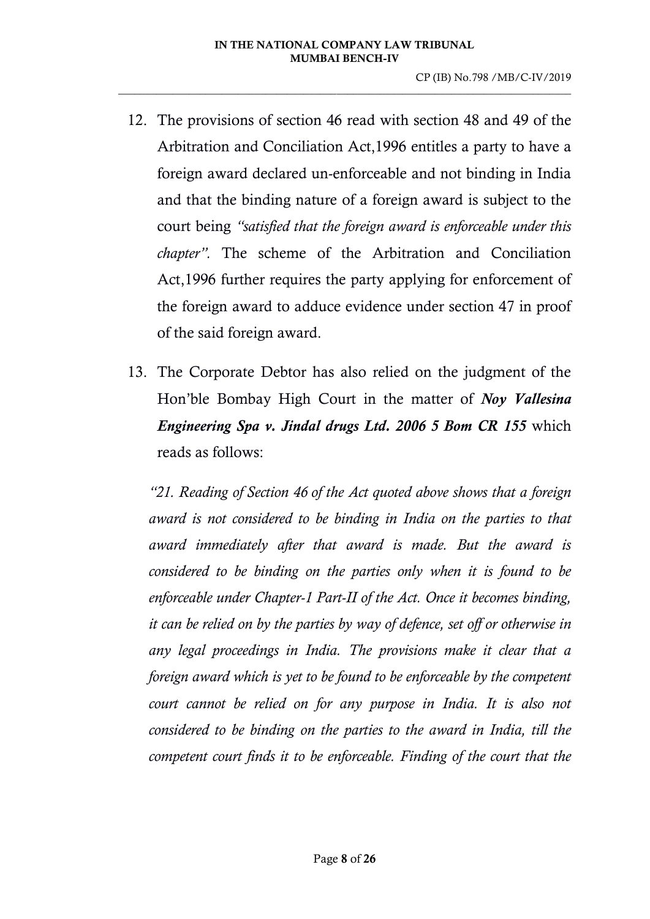12. The provisions of section 46 read with section 48 and 49 of the Arbitration and Conciliation Act,1996 entitles a party to have a foreign award declared un-enforceable and not binding in India and that the binding nature of a foreign award is subject to the court being *"satisfied that the foreign award is enforceable under this chapter"*. The scheme of the Arbitration and Conciliation Act,1996 further requires the party applying for enforcement of the foreign award to adduce evidence under section 47 in proof of the said foreign award.

13. The Corporate Debtor has also relied on the judgment of the Hon'ble Bombay High Court in the matter of ***Noy Vallesina Engineering Spa v. Jindal drugs Ltd. 2006 5 Bom CR 155*** which reads as follows:

*"21. Reading of Section 46 of the Act quoted above shows that a foreign award is not considered to be binding in India on the parties to that award immediately after that award is made. But the award is considered to be binding on the parties only when it is found to be enforceable under Chapter-1 Part-II of the Act. Once it becomes binding, it can be relied on by the parties by way of defence, set off or otherwise in any legal proceedings in India. The provisions make it clear that a foreign award which is yet to be found to be enforceable by the competent court cannot be relied on for any purpose in India. It is also not considered to be binding on the parties to the award in India, till the competent court finds it to be enforceable. Finding of the court that the*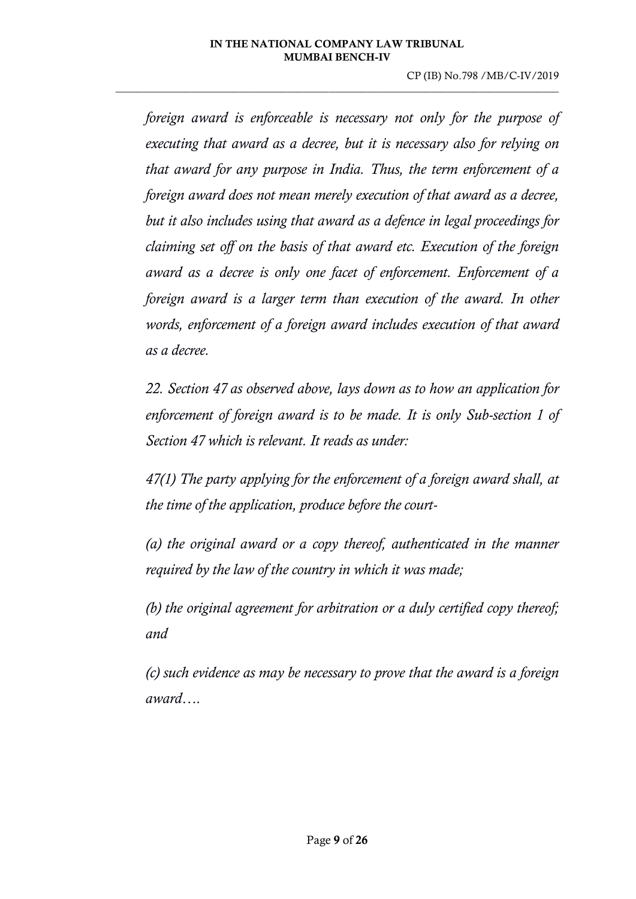*foreign award is enforceable is necessary not only for the purpose of executing that award as a decree, but it is necessary also for relying on that award for any purpose in India. Thus, the term enforcement of a foreign award does not mean merely execution of that award as a decree, but it also includes using that award as a defence in legal proceedings for claiming set off on the basis of that award etc. Execution of the foreign award as a decree is only one facet of enforcement. Enforcement of a foreign award is a larger term than execution of the award. In other words, enforcement of a foreign award includes execution of that award as a decree.*

*22. Section 47 as observed above, lays down as to how an application for enforcement of foreign award is to be made. It is only Sub-section 1 of Section 47 which is relevant. It reads as under:*

*47(1) The party applying for the enforcement of a foreign award shall, at the time of the application, produce before the court-*

*(a) the original award or a copy thereof, authenticated in the manner required by the law of the country in which it was made;*

*(b) the original agreement for arbitration or a duly certified copy thereof; and*

*(c) such evidence as may be necessary to prove that the award is a foreign award….*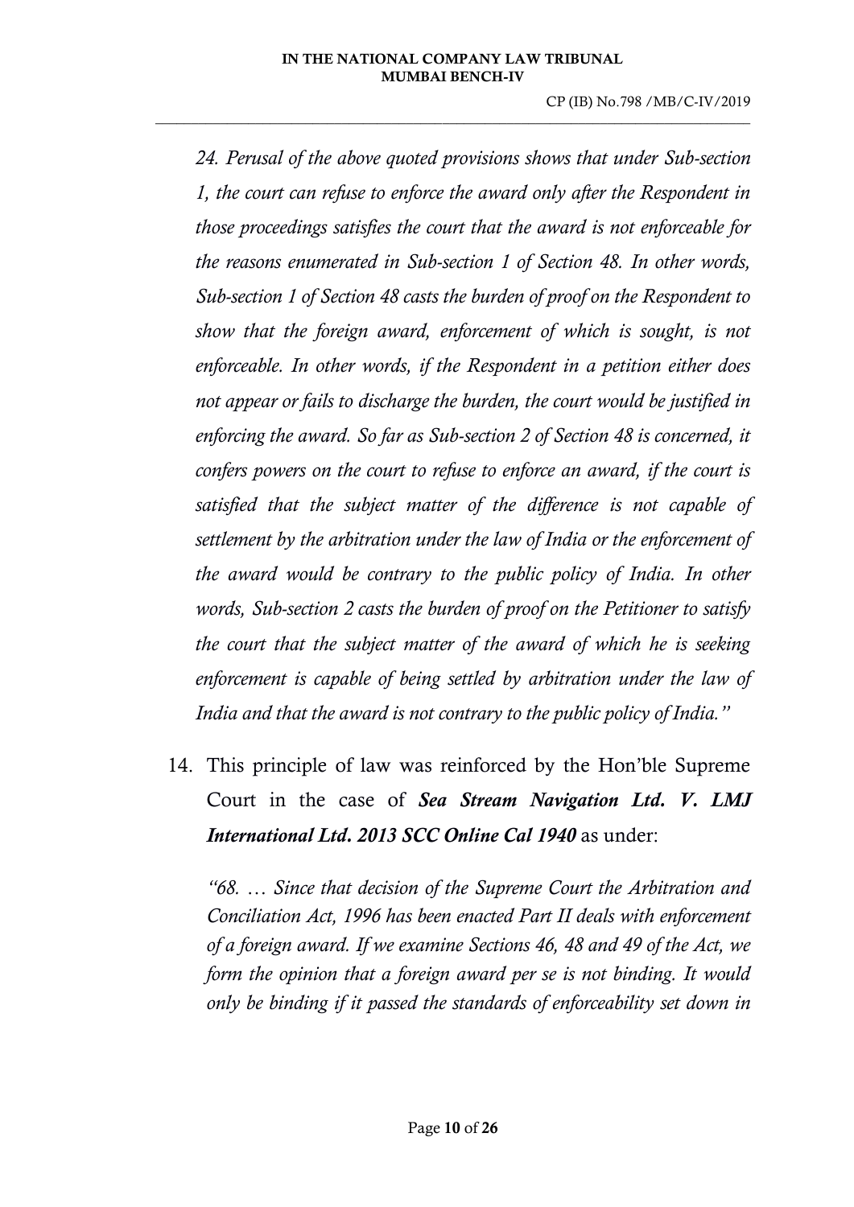*24. Perusal of the above quoted provisions shows that under Sub-section 1, the court can refuse to enforce the award only after the Respondent in those proceedings satisfies the court that the award is not enforceable for the reasons enumerated in Sub-section 1 of Section 48. In other words, Sub-section 1 of Section 48 casts the burden of proof on the Respondent to show that the foreign award, enforcement of which is sought, is not enforceable. In other words, if the Respondent in a petition either does not appear or fails to discharge the burden, the court would be justified in enforcing the award. So far as Sub-section 2 of Section 48 is concerned, it confers powers on the court to refuse to enforce an award, if the court is satisfied that the subject matter of the difference is not capable of settlement by the arbitration under the law of India or the enforcement of the award would be contrary to the public policy of India. In other words, Sub-section 2 casts the burden of proof on the Petitioner to satisfy the court that the subject matter of the award of which he is seeking enforcement is capable of being settled by arbitration under the law of India and that the award is not contrary to the public policy of India."*

14. This principle of law was reinforced by the Hon'ble Supreme Court in the case of ***Sea Stream Navigation Ltd. V. LMJ International Ltd. 2013 SCC Online Cal 1940*** as under:

*"68. … Since that decision of the Supreme Court the Arbitration and Conciliation Act, 1996 has been enacted Part II deals with enforcement of a foreign award. If we examine Sections 46, 48 and 49 of the Act, we form the opinion that a foreign award per se is not binding. It would only be binding if it passed the standards of enforceability set down in*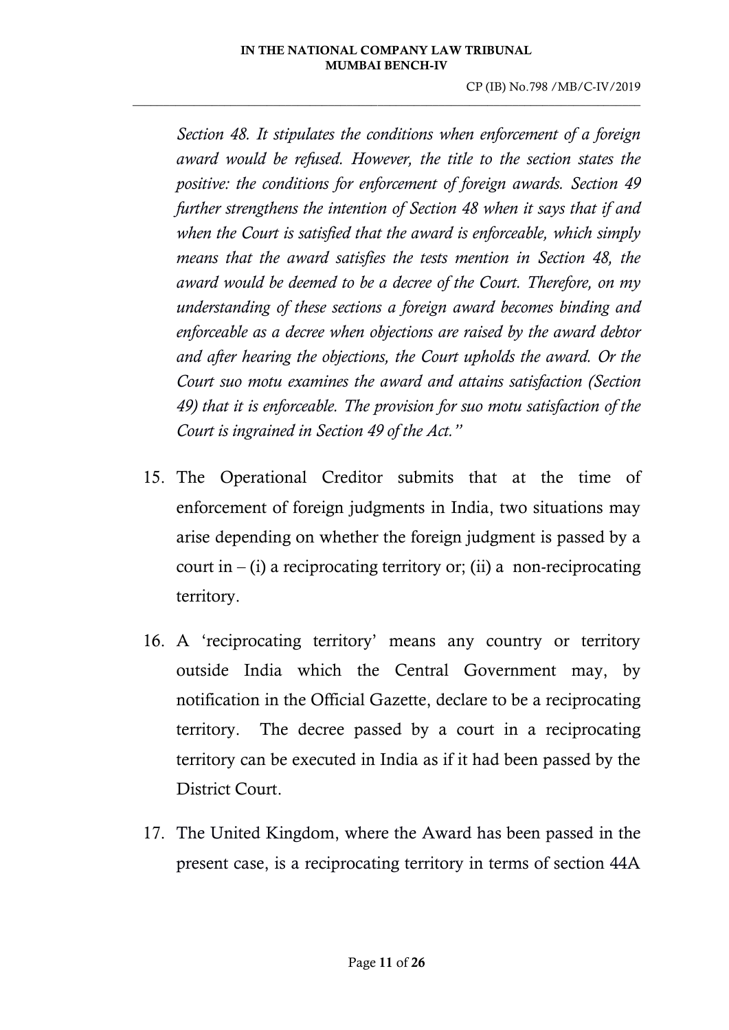*Section 48. It stipulates the conditions when enforcement of a foreign award would be refused. However, the title to the section states the positive: the conditions for enforcement of foreign awards. Section 49 further strengthens the intention of Section 48 when it says that if and when the Court is satisfied that the award is enforceable, which simply means that the award satisfies the tests mention in Section 48, the award would be deemed to be a decree of the Court. Therefore, on my understanding of these sections a foreign award becomes binding and enforceable as a decree when objections are raised by the award debtor and after hearing the objections, the Court upholds the award. Or the Court suo motu examines the award and attains satisfaction (Section 49) that it is enforceable. The provision for suo motu satisfaction of the Court is ingrained in Section 49 of the Act."*

15. The Operational Creditor submits that at the time of enforcement of foreign judgments in India, two situations may arise depending on whether the foreign judgment is passed by a court in – (i) a reciprocating territory or; (ii) a non-reciprocating territory.

16. A 'reciprocating territory' means any country or territory outside India which the Central Government may, by notification in the Official Gazette, declare to be a reciprocating territory. The decree passed by a court in a reciprocating territory can be executed in India as if it had been passed by the District Court.

17. The United Kingdom, where the Award has been passed in the present case, is a reciprocating territory in terms of section 44A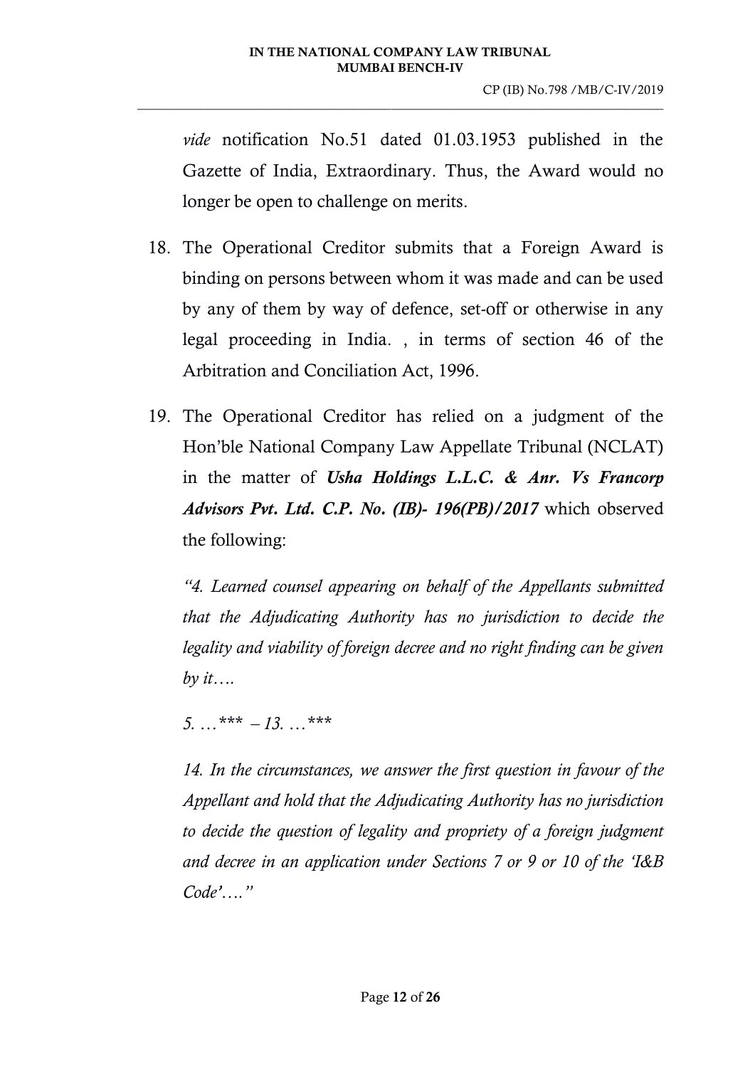*vide* notification No.51 dated 01.03.1953 published in the Gazette of India, Extraordinary. Thus, the Award would no longer be open to challenge on merits.

18. The Operational Creditor submits that a Foreign Award is binding on persons between whom it was made and can be used by any of them by way of defence, set-off or otherwise in any legal proceeding in India. , in terms of section 46 of the Arbitration and Conciliation Act, 1996.

19. The Operational Creditor has relied on a judgment of the Hon'ble National Company Law Appellate Tribunal (NCLAT) in the matter of ***Usha Holdings L.L.C. & Anr. Vs Francorp Advisors Pvt. Ltd. C.P. No. (IB)- 196(PB)/2017*** which observed the following:

   *"4. Learned counsel appearing on behalf of the Appellants submitted that the Adjudicating Authority has no jurisdiction to decide the legality and viability of foreign decree and no right finding can be given by it….*

   *5. …*** – 13. …****

   *14. In the circumstances, we answer the first question in favour of the Appellant and hold that the Adjudicating Authority has no jurisdiction to decide the question of legality and propriety of a foreign judgment and decree in an application under Sections 7 or 9 or 10 of the 'I&B Code'…."*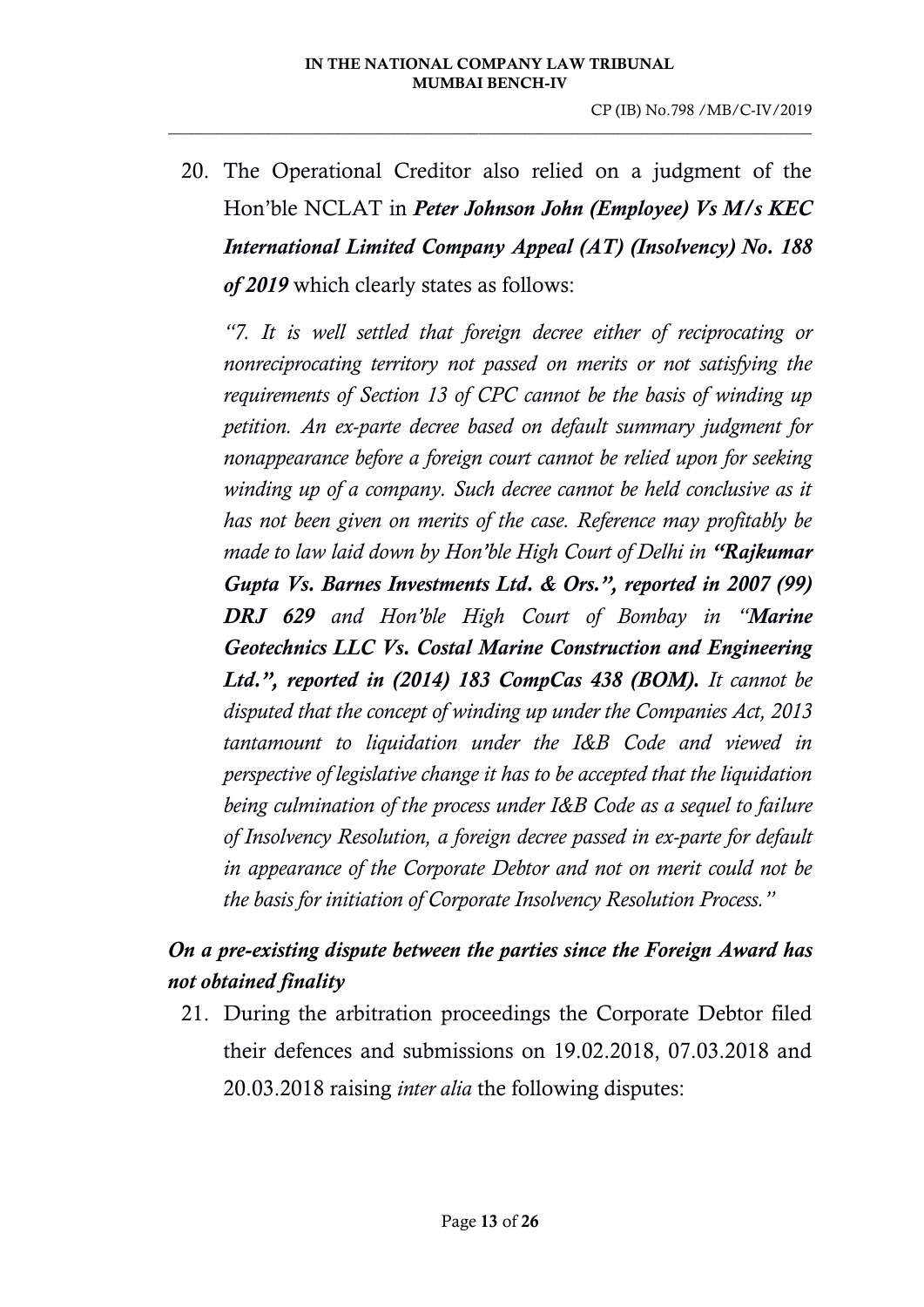20. The Operational Creditor also relied on a judgment of the Hon'ble NCLAT in ***Peter Johnson John (Employee) Vs M/s KEC International Limited Company Appeal (AT) (Insolvency) No. 188 of 2019*** which clearly states as follows:

    *"7. It is well settled that foreign decree either of reciprocating or nonreciprocating territory not passed on merits or not satisfying the requirements of Section 13 of CPC cannot be the basis of winding up petition. An ex-parte decree based on default summary judgment for nonappearance before a foreign court cannot be relied upon for seeking winding up of a company. Such decree cannot be held conclusive as it has not been given on merits of the case. Reference may profitably be made to law laid down by Hon'ble High Court of Delhi in **"Rajkumar Gupta Vs. Barnes Investments Ltd. & Ors.", reported in 2007 (99) DRJ 629** and Hon'ble High Court of Bombay in "**Marine Geotechnics LLC Vs. Costal Marine Construction and Engineering Ltd.", reported in (2014) 183 CompCas 438 (BOM).** It cannot be disputed that the concept of winding up under the Companies Act, 2013 tantamount to liquidation under the I&B Code and viewed in perspective of legislative change it has to be accepted that the liquidation being culmination of the process under I&B Code as a sequel to failure of Insolvency Resolution, a foreign decree passed in ex-parte for default in appearance of the Corporate Debtor and not on merit could not be the basis for initiation of Corporate Insolvency Resolution Process."*

***On a pre-existing dispute between the parties since the Foreign Award has not obtained finality***

21. During the arbitration proceedings the Corporate Debtor filed their defences and submissions on 19.02.2018, 07.03.2018 and 20.03.2018 raising *inter alia* the following disputes: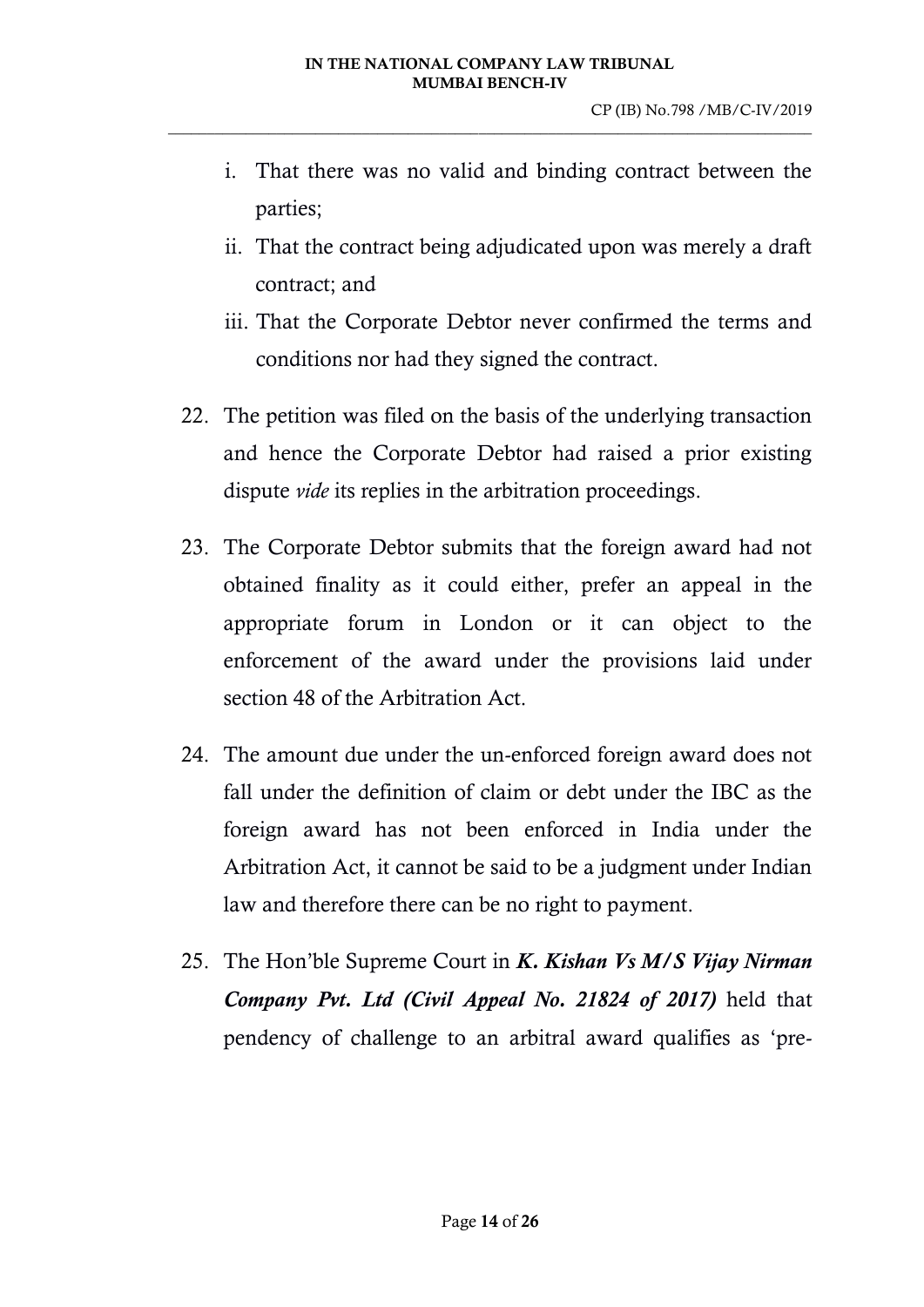i. That there was no valid and binding contract between the parties;
ii. That the contract being adjudicated upon was merely a draft contract; and
iii. That the Corporate Debtor never confirmed the terms and conditions nor had they signed the contract.

22. The petition was filed on the basis of the underlying transaction and hence the Corporate Debtor had raised a prior existing dispute *vide* its replies in the arbitration proceedings.

23. The Corporate Debtor submits that the foreign award had not obtained finality as it could either, prefer an appeal in the appropriate forum in London or it can object to the enforcement of the award under the provisions laid under section 48 of the Arbitration Act.

24. The amount due under the un-enforced foreign award does not fall under the definition of claim or debt under the IBC as the foreign award has not been enforced in India under the Arbitration Act, it cannot be said to be a judgment under Indian law and therefore there can be no right to payment.

25. The Hon'ble Supreme Court in ***K. Kishan Vs M/S Vijay Nirman Company Pvt. Ltd (Civil Appeal No. 21824 of 2017)*** held that pendency of challenge to an arbitral award qualifies as 'pre-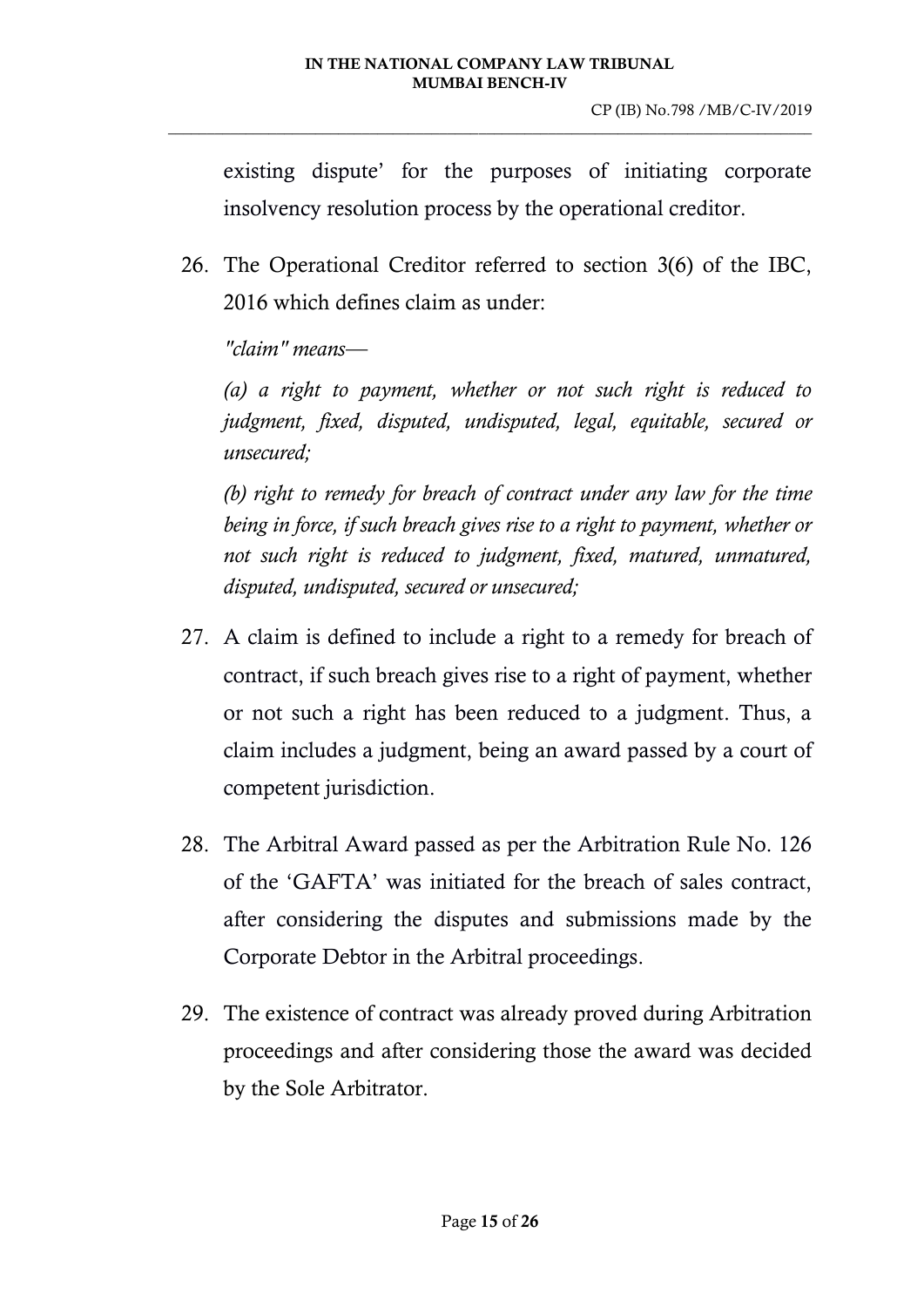existing dispute' for the purposes of initiating corporate insolvency resolution process by the operational creditor.

26. The Operational Creditor referred to section 3(6) of the IBC, 2016 which defines claim as under:

    *"claim" means—*

    *(a) a right to payment, whether or not such right is reduced to judgment, fixed, disputed, undisputed, legal, equitable, secured or unsecured;*

    *(b) right to remedy for breach of contract under any law for the time being in force, if such breach gives rise to a right to payment, whether or not such right is reduced to judgment, fixed, matured, unmatured, disputed, undisputed, secured or unsecured;*

27. A claim is defined to include a right to a remedy for breach of contract, if such breach gives rise to a right of payment, whether or not such a right has been reduced to a judgment. Thus, a claim includes a judgment, being an award passed by a court of competent jurisdiction.

28. The Arbitral Award passed as per the Arbitration Rule No. 126 of the 'GAFTA' was initiated for the breach of sales contract, after considering the disputes and submissions made by the Corporate Debtor in the Arbitral proceedings.

29. The existence of contract was already proved during Arbitration proceedings and after considering those the award was decided by the Sole Arbitrator.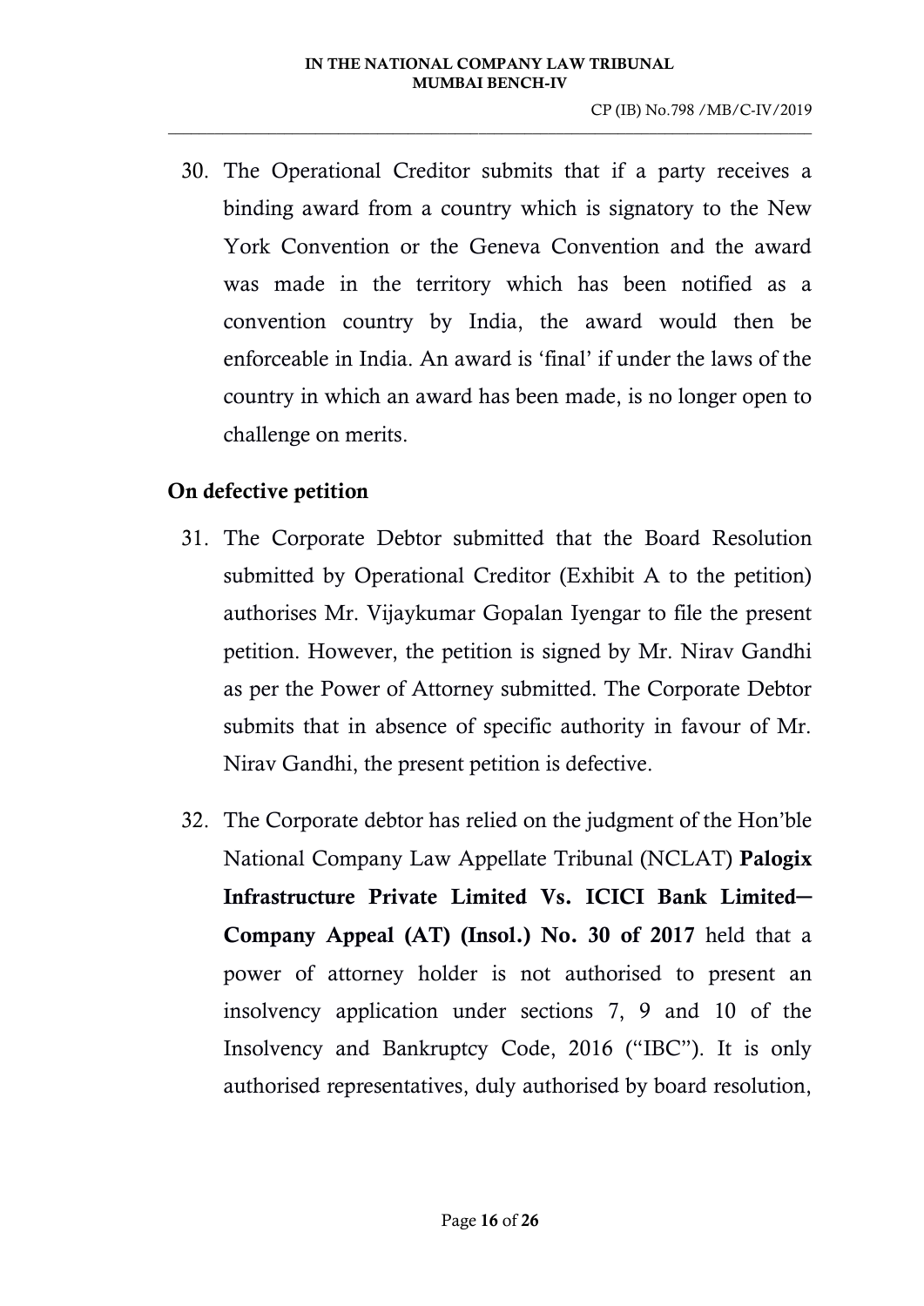30. The Operational Creditor submits that if a party receives a binding award from a country which is signatory to the New York Convention or the Geneva Convention and the award was made in the territory which has been notified as a convention country by India, the award would then be enforceable in India. An award is 'final' if under the laws of the country in which an award has been made, is no longer open to challenge on merits.

**On defective petition**

31. The Corporate Debtor submitted that the Board Resolution submitted by Operational Creditor (Exhibit A to the petition) authorises Mr. Vijaykumar Gopalan Iyengar to file the present petition. However, the petition is signed by Mr. Nirav Gandhi as per the Power of Attorney submitted. The Corporate Debtor submits that in absence of specific authority in favour of Mr. Nirav Gandhi, the present petition is defective.

32. The Corporate debtor has relied on the judgment of the Hon'ble National Company Law Appellate Tribunal (NCLAT) **Palogix Infrastructure Private Limited Vs. ICICI Bank Limited– Company Appeal (AT) (Insol.) No. 30 of 2017** held that a power of attorney holder is not authorised to present an insolvency application under sections 7, 9 and 10 of the Insolvency and Bankruptcy Code, 2016 ("IBC"). It is only authorised representatives, duly authorised by board resolution,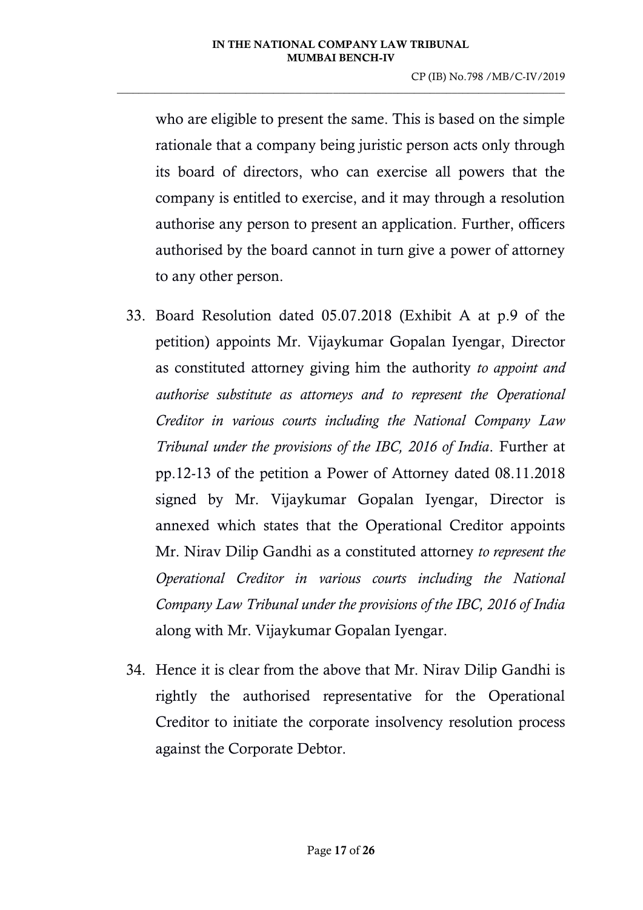who are eligible to present the same. This is based on the simple rationale that a company being juristic person acts only through its board of directors, who can exercise all powers that the company is entitled to exercise, and it may through a resolution authorise any person to present an application. Further, officers authorised by the board cannot in turn give a power of attorney to any other person.

33. Board Resolution dated 05.07.2018 (Exhibit A at p.9 of the petition) appoints Mr. Vijaykumar Gopalan Iyengar, Director as constituted attorney giving him the authority *to appoint and authorise substitute as attorneys and to represent the Operational Creditor in various courts including the National Company Law Tribunal under the provisions of the IBC, 2016 of India*. Further at pp.12-13 of the petition a Power of Attorney dated 08.11.2018 signed by Mr. Vijaykumar Gopalan Iyengar, Director is annexed which states that the Operational Creditor appoints Mr. Nirav Dilip Gandhi as a constituted attorney *to represent the Operational Creditor in various courts including the National Company Law Tribunal under the provisions of the IBC, 2016 of India* along with Mr. Vijaykumar Gopalan Iyengar.

34. Hence it is clear from the above that Mr. Nirav Dilip Gandhi is rightly the authorised representative for the Operational Creditor to initiate the corporate insolvency resolution process against the Corporate Debtor.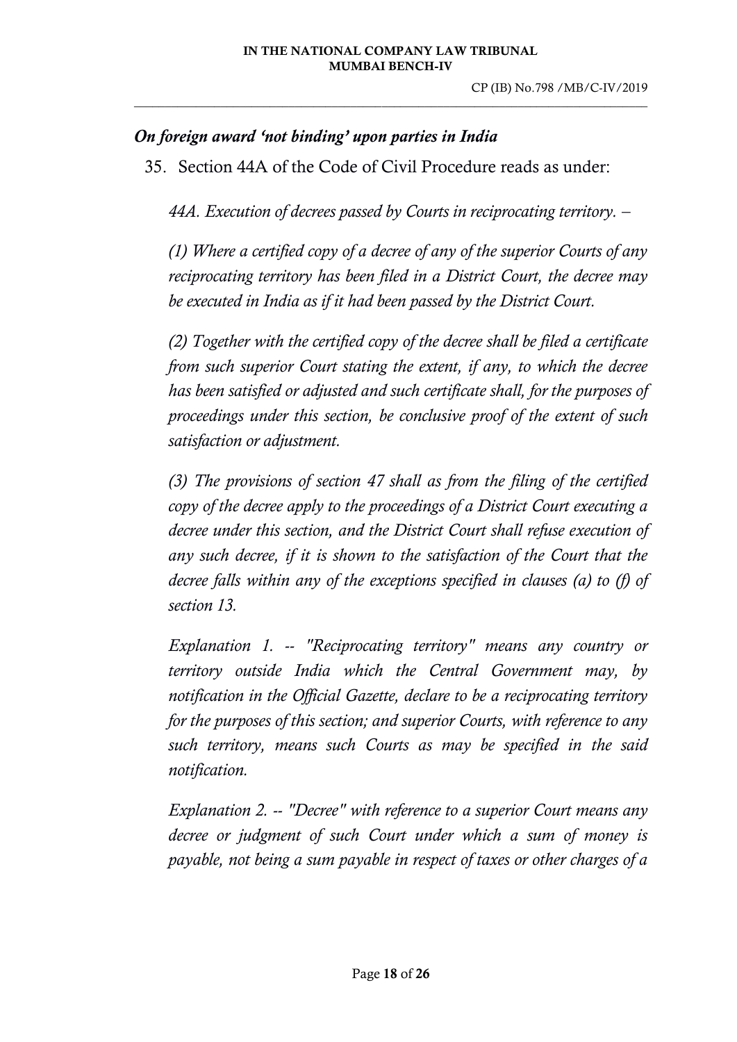### *On foreign award 'not binding' upon parties in India*

35. Section 44A of the Code of Civil Procedure reads as under:

*44A. Execution of decrees passed by Courts in reciprocating territory. –*

*(1) Where a certified copy of a decree of any of the superior Courts of any reciprocating territory has been filed in a District Court, the decree may be executed in India as if it had been passed by the District Court.*

*(2) Together with the certified copy of the decree shall be filed a certificate from such superior Court stating the extent, if any, to which the decree has been satisfied or adjusted and such certificate shall, for the purposes of proceedings under this section, be conclusive proof of the extent of such satisfaction or adjustment.*

*(3) The provisions of section 47 shall as from the filing of the certified copy of the decree apply to the proceedings of a District Court executing a decree under this section, and the District Court shall refuse execution of any such decree, if it is shown to the satisfaction of the Court that the decree falls within any of the exceptions specified in clauses (a) to (f) of section 13.*

*Explanation 1. -- "Reciprocating territory" means any country or territory outside India which the Central Government may, by notification in the Official Gazette, declare to be a reciprocating territory for the purposes of this section; and superior Courts, with reference to any such territory, means such Courts as may be specified in the said notification.*

*Explanation 2. -- "Decree" with reference to a superior Court means any decree or judgment of such Court under which a sum of money is payable, not being a sum payable in respect of taxes or other charges of a*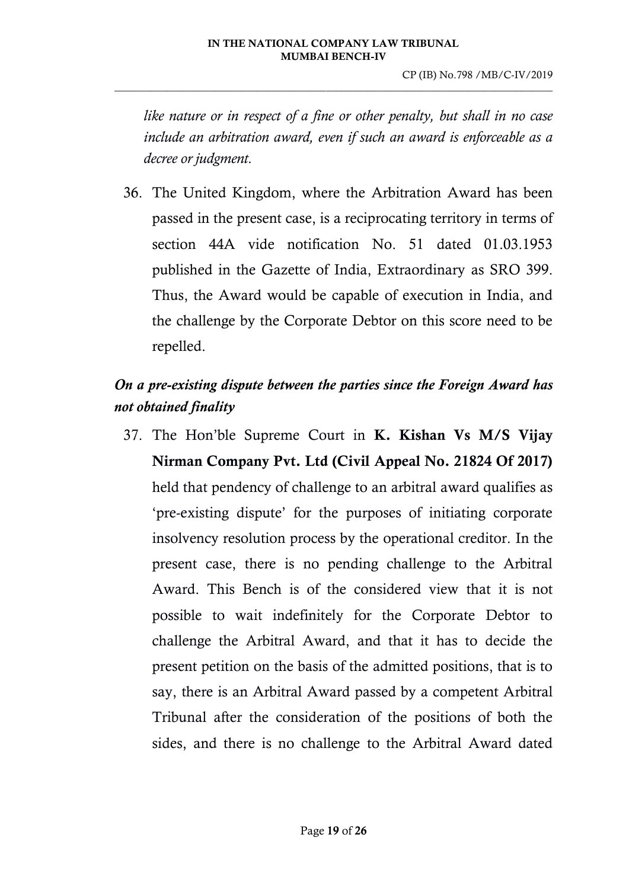*like nature or in respect of a fine or other penalty, but shall in no case include an arbitration award, even if such an award is enforceable as a decree or judgment.*

36. The United Kingdom, where the Arbitration Award has been passed in the present case, is a reciprocating territory in terms of section 44A vide notification No. 51 dated 01.03.1953 published in the Gazette of India, Extraordinary as SRO 399. Thus, the Award would be capable of execution in India, and the challenge by the Corporate Debtor on this score need to be repelled.

***On a pre-existing dispute between the parties since the Foreign Award has not obtained finality***

37. The Hon'ble Supreme Court in **K. Kishan Vs M/S Vijay Nirman Company Pvt. Ltd (Civil Appeal No. 21824 Of 2017)** held that pendency of challenge to an arbitral award qualifies as 'pre-existing dispute' for the purposes of initiating corporate insolvency resolution process by the operational creditor. In the present case, there is no pending challenge to the Arbitral Award. This Bench is of the considered view that it is not possible to wait indefinitely for the Corporate Debtor to challenge the Arbitral Award, and that it has to decide the present petition on the basis of the admitted positions, that is to say, there is an Arbitral Award passed by a competent Arbitral Tribunal after the consideration of the positions of both the sides, and there is no challenge to the Arbitral Award dated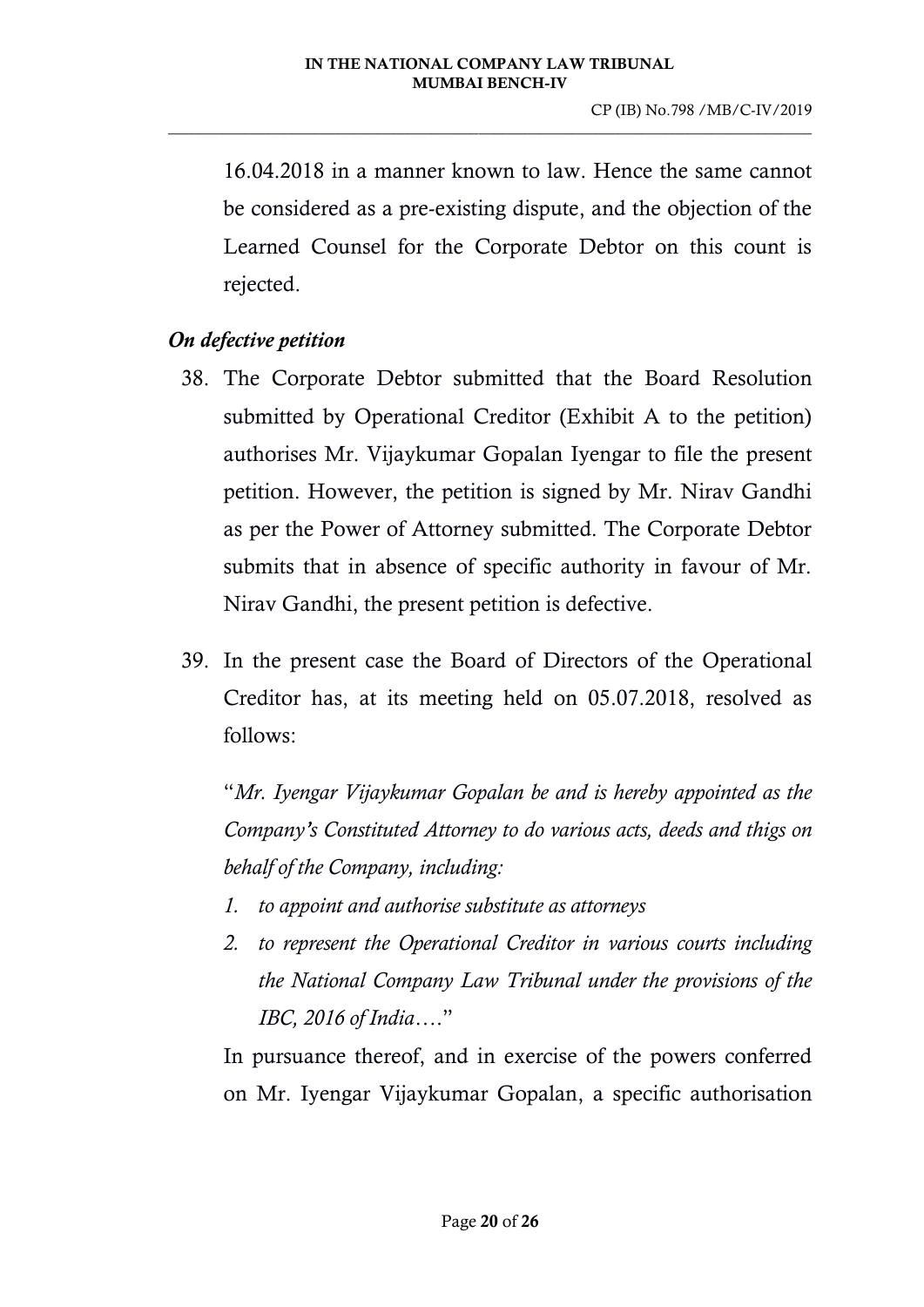16.04.2018 in a manner known to law. Hence the same cannot be considered as a pre-existing dispute, and the objection of the Learned Counsel for the Corporate Debtor on this count is rejected.

***On defective petition***

38. The Corporate Debtor submitted that the Board Resolution submitted by Operational Creditor (Exhibit A to the petition) authorises Mr. Vijaykumar Gopalan Iyengar to file the present petition. However, the petition is signed by Mr. Nirav Gandhi as per the Power of Attorney submitted. The Corporate Debtor submits that in absence of specific authority in favour of Mr. Nirav Gandhi, the present petition is defective.

39. In the present case the Board of Directors of the Operational Creditor has, at its meeting held on 05.07.2018, resolved as follows:

    "*Mr. Iyengar Vijaykumar Gopalan be and is hereby appointed as the Company's Constituted Attorney to do various acts, deeds and thigs on behalf of the Company, including:*

    1. *to appoint and authorise substitute as attorneys*
    2. *to represent the Operational Creditor in various courts including the National Company Law Tribunal under the provisions of the IBC, 2016 of India*…."

    In pursuance thereof, and in exercise of the powers conferred on Mr. Iyengar Vijaykumar Gopalan, a specific authorisation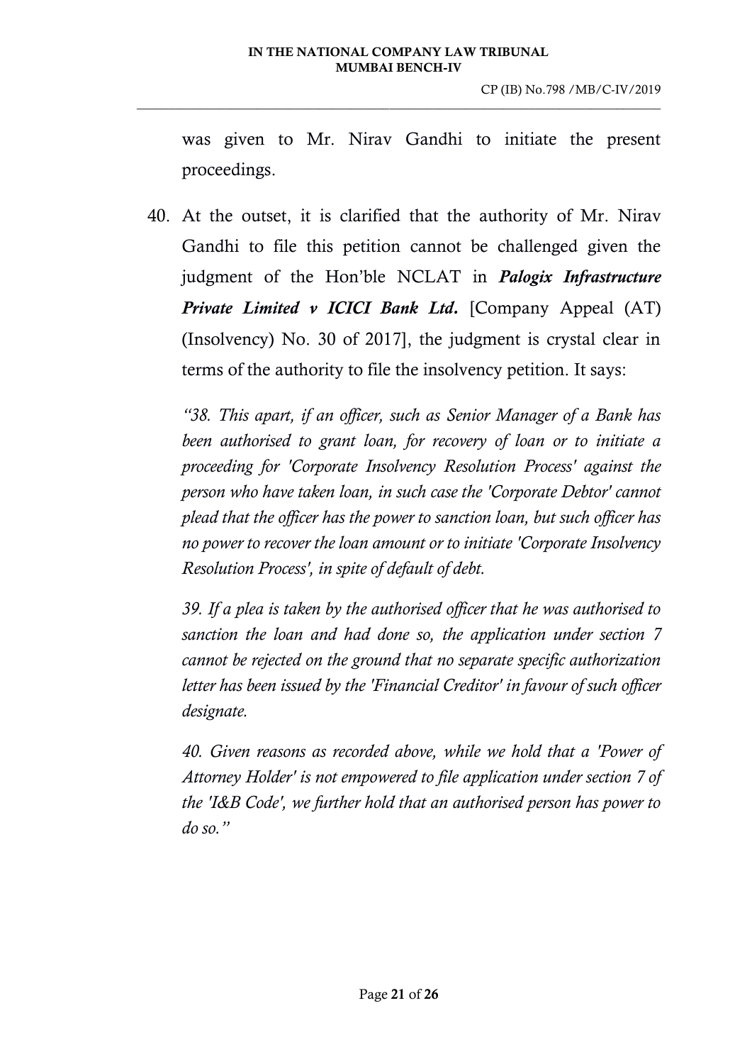was given to Mr. Nirav Gandhi to initiate the present proceedings.

40. At the outset, it is clarified that the authority of Mr. Nirav Gandhi to file this petition cannot be challenged given the judgment of the Hon'ble NCLAT in ***Palogix Infrastructure Private Limited v ICICI Bank Ltd.*** [Company Appeal (AT) (Insolvency) No. 30 of 2017], the judgment is crystal clear in terms of the authority to file the insolvency petition. It says:

*"38. This apart, if an officer, such as Senior Manager of a Bank has been authorised to grant loan, for recovery of loan or to initiate a proceeding for 'Corporate Insolvency Resolution Process' against the person who have taken loan, in such case the 'Corporate Debtor' cannot plead that the officer has the power to sanction loan, but such officer has no power to recover the loan amount or to initiate 'Corporate Insolvency Resolution Process', in spite of default of debt.*

*39. If a plea is taken by the authorised officer that he was authorised to sanction the loan and had done so, the application under section 7 cannot be rejected on the ground that no separate specific authorization letter has been issued by the 'Financial Creditor' in favour of such officer designate.*

*40. Given reasons as recorded above, while we hold that a 'Power of Attorney Holder' is not empowered to file application under section 7 of the 'I&B Code', we further hold that an authorised person has power to do so."*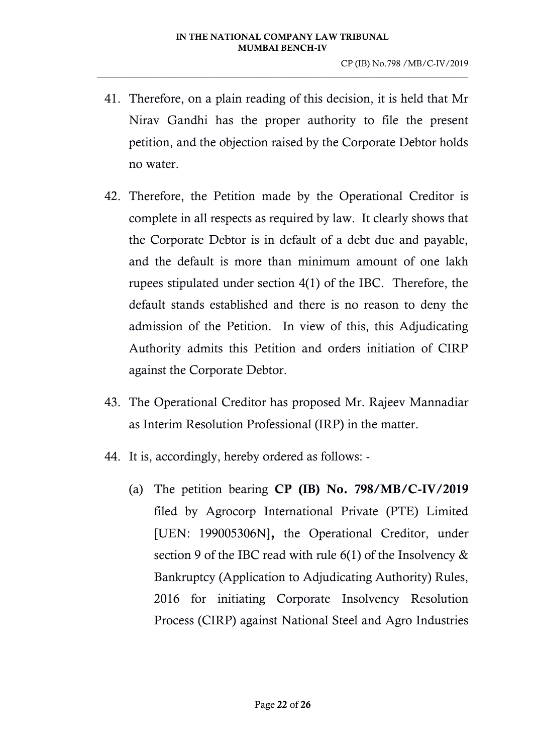41. Therefore, on a plain reading of this decision, it is held that Mr Nirav Gandhi has the proper authority to file the present petition, and the objection raised by the Corporate Debtor holds no water.

42. Therefore, the Petition made by the Operational Creditor is complete in all respects as required by law. It clearly shows that the Corporate Debtor is in default of a debt due and payable, and the default is more than minimum amount of one lakh rupees stipulated under section 4(1) of the IBC. Therefore, the default stands established and there is no reason to deny the admission of the Petition. In view of this, this Adjudicating Authority admits this Petition and orders initiation of CIRP against the Corporate Debtor.

43. The Operational Creditor has proposed Mr. Rajeev Mannadiar as Interim Resolution Professional (IRP) in the matter.

44. It is, accordingly, hereby ordered as follows: -

    (a) The petition bearing **CP (IB) No. 798/MB/C-IV/2019** filed by Agrocorp International Private (PTE) Limited [UEN: 199005306N]**,** the Operational Creditor, under section 9 of the IBC read with rule 6(1) of the Insolvency & Bankruptcy (Application to Adjudicating Authority) Rules, 2016 for initiating Corporate Insolvency Resolution Process (CIRP) against National Steel and Agro Industries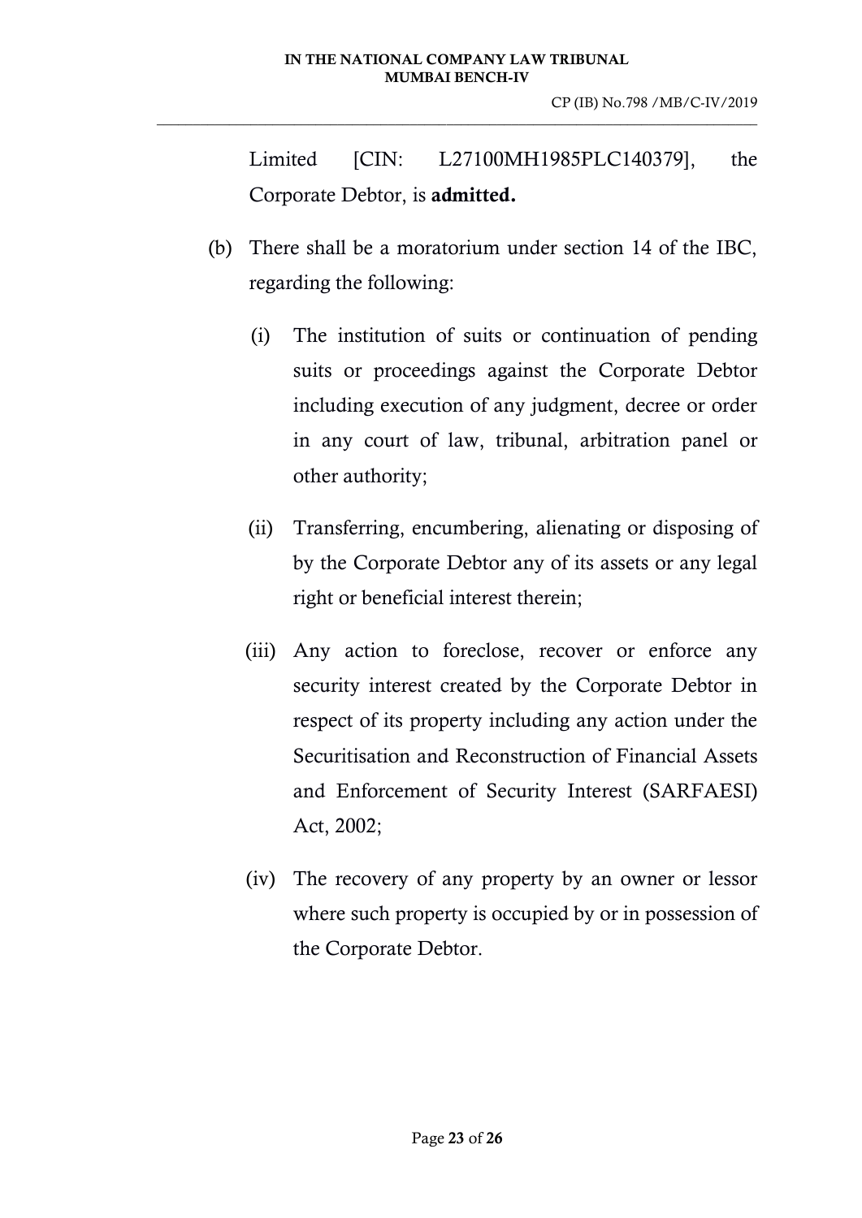Limited [CIN: L27100MH1985PLC140379], the Corporate Debtor, is **admitted.**

(b) There shall be a moratorium under section 14 of the IBC, regarding the following:

  (i) The institution of suits or continuation of pending suits or proceedings against the Corporate Debtor including execution of any judgment, decree or order in any court of law, tribunal, arbitration panel or other authority;

  (ii) Transferring, encumbering, alienating or disposing of by the Corporate Debtor any of its assets or any legal right or beneficial interest therein;

  (iii) Any action to foreclose, recover or enforce any security interest created by the Corporate Debtor in respect of its property including any action under the Securitisation and Reconstruction of Financial Assets and Enforcement of Security Interest (SARFAESI) Act, 2002;

  (iv) The recovery of any property by an owner or lessor where such property is occupied by or in possession of the Corporate Debtor.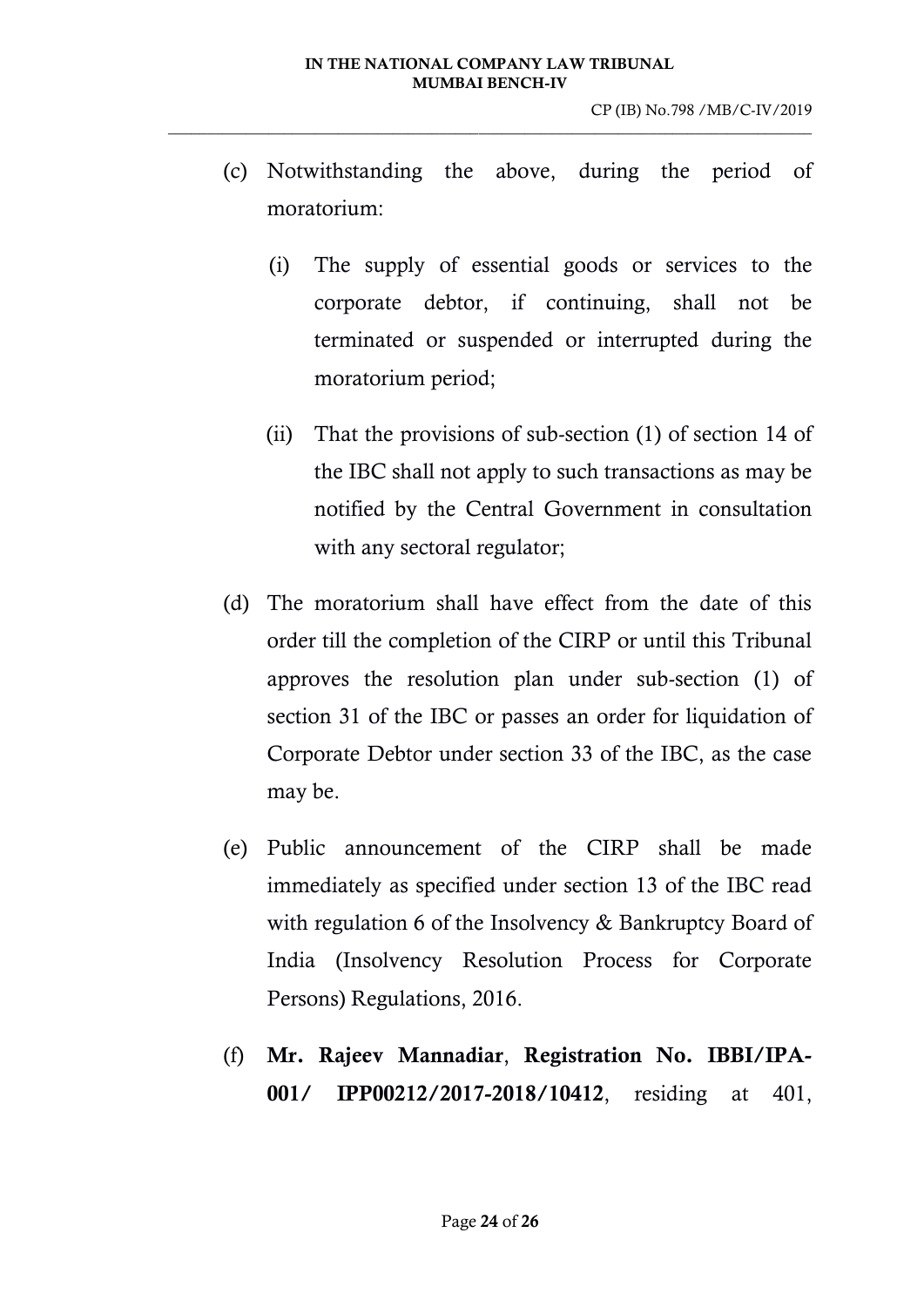(c) Notwithstanding the above, during the period of moratorium:

  (i) The supply of essential goods or services to the corporate debtor, if continuing, shall not be terminated or suspended or interrupted during the moratorium period;

  (ii) That the provisions of sub-section (1) of section 14 of the IBC shall not apply to such transactions as may be notified by the Central Government in consultation with any sectoral regulator;

(d) The moratorium shall have effect from the date of this order till the completion of the CIRP or until this Tribunal approves the resolution plan under sub-section (1) of section 31 of the IBC or passes an order for liquidation of Corporate Debtor under section 33 of the IBC, as the case may be.

(e) Public announcement of the CIRP shall be made immediately as specified under section 13 of the IBC read with regulation 6 of the Insolvency & Bankruptcy Board of India (Insolvency Resolution Process for Corporate Persons) Regulations, 2016.

(f) **Mr. Rajeev Mannadiar**, **Registration No. IBBI/IPA-001/ IPP00212/2017-2018/10412**, residing at 401,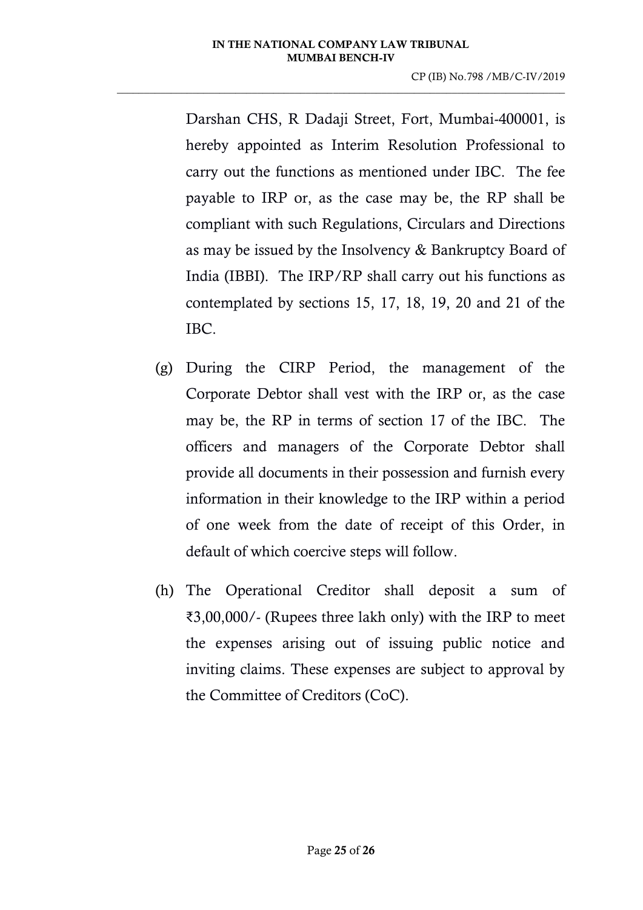Darshan CHS, R Dadaji Street, Fort, Mumbai-400001, is hereby appointed as Interim Resolution Professional to carry out the functions as mentioned under IBC. The fee payable to IRP or, as the case may be, the RP shall be compliant with such Regulations, Circulars and Directions as may be issued by the Insolvency & Bankruptcy Board of India (IBBI). The IRP/RP shall carry out his functions as contemplated by sections 15, 17, 18, 19, 20 and 21 of the IBC.

(g) During the CIRP Period, the management of the Corporate Debtor shall vest with the IRP or, as the case may be, the RP in terms of section 17 of the IBC. The officers and managers of the Corporate Debtor shall provide all documents in their possession and furnish every information in their knowledge to the IRP within a period of one week from the date of receipt of this Order, in default of which coercive steps will follow.

(h) The Operational Creditor shall deposit a sum of ₹3,00,000/- (Rupees three lakh only) with the IRP to meet the expenses arising out of issuing public notice and inviting claims. These expenses are subject to approval by the Committee of Creditors (CoC).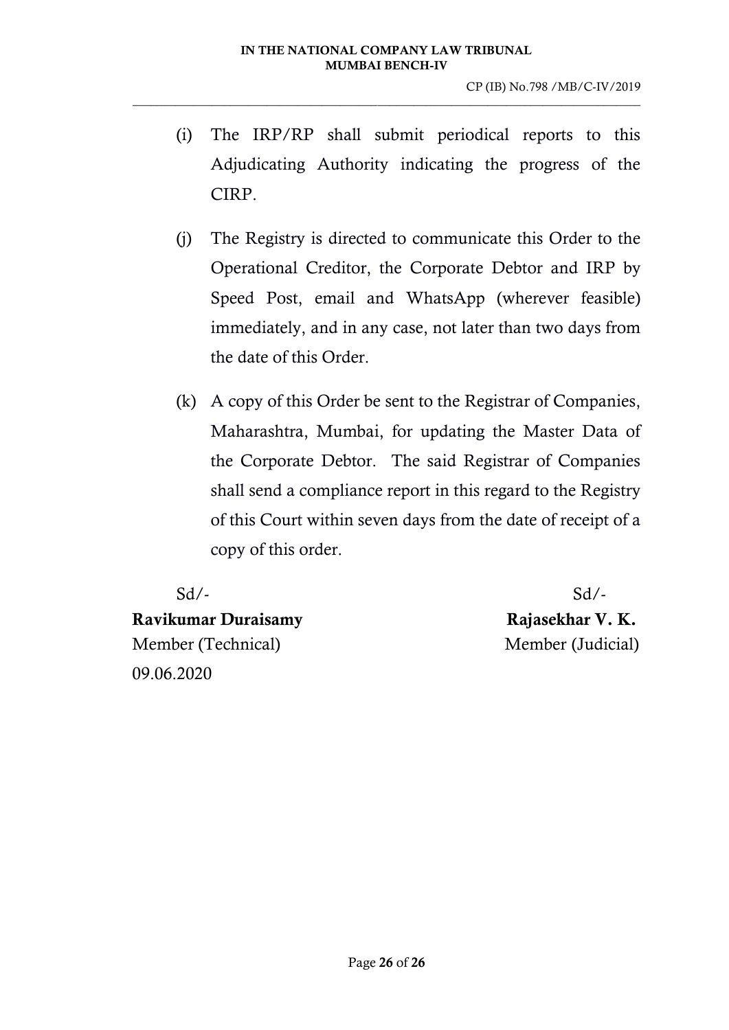(i) The IRP/RP shall submit periodical reports to this Adjudicating Authority indicating the progress of the CIRP.

(j) The Registry is directed to communicate this Order to the Operational Creditor, the Corporate Debtor and IRP by Speed Post, email and WhatsApp (wherever feasible) immediately, and in any case, not later than two days from the date of this Order.

(k) A copy of this Order be sent to the Registrar of Companies, Maharashtra, Mumbai, for updating the Master Data of the Corporate Debtor. The said Registrar of Companies shall send a compliance report in this regard to the Registry of this Court within seven days from the date of receipt of a copy of this order.

| | |
|---|---|
| Sd/- | Sd/- |
| **Ravikumar Duraisamy** | **Rajasekhar V. K.** |
| Member (Technical) | Member (Judicial) |

09.06.2020